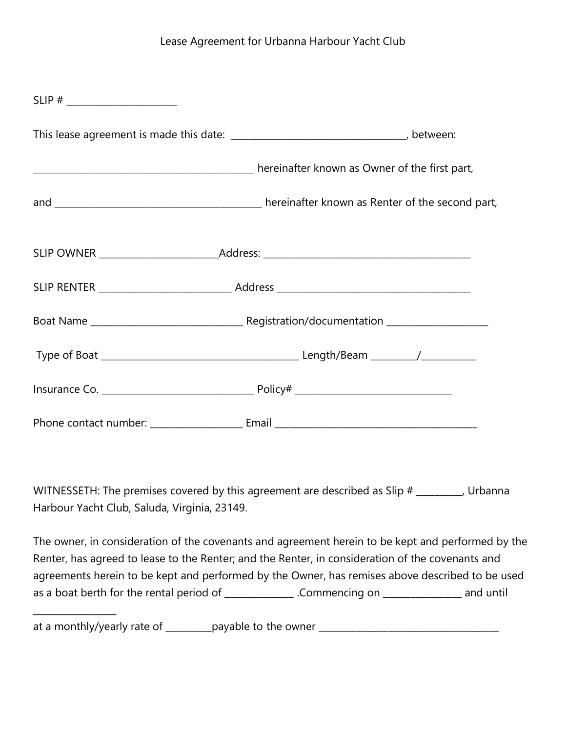Lease Agreement for Urbanna Harbour Yacht Club

SLIP # ______________________

This lease agreement is made this date: __________________________________, between:

___________________________________________ hereinafter known as Owner of the first part,

and ________________________________________ hereinafter known as Renter of the second part,

SLIP OWNER _______________________Address: ________________________________________

SLIP RENTER _________________________ Address _____________________________________

Boat Name ______________________________ Registration/documentation ____________________

Type of Boat ______________________________________ Length/Beam _________/___________

Insurance Co. ______________________________ Policy# _______________________________

Phone contact number: __________________ Email ________________________________________

WITNESSETH: The premises covered by this agreement are described as Slip # _________, Urbanna Harbour Yacht Club, Saluda, Virginia, 23149.

The owner, in consideration of the covenants and agreement herein to be kept and performed by the Renter, has agreed to lease to the Renter; and the Renter, in consideration of the covenants and agreements herein to be kept and performed by the Owner, has remises above described to be used as a boat berth for the rental period of ______________ .Commencing on ________________ and until ________________

at a monthly/yearly rate of _________payable to the owner _____________________________________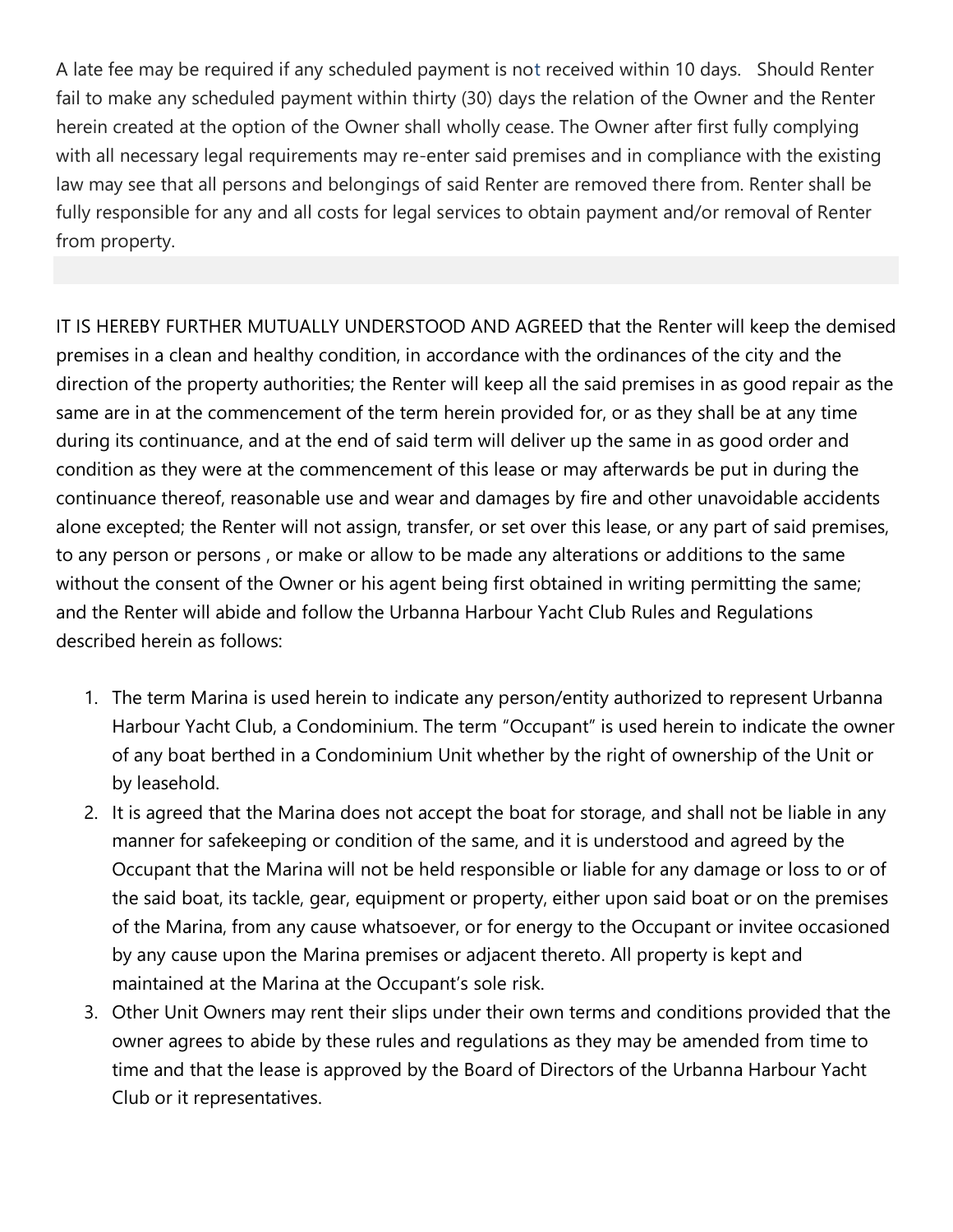A late fee may be required if any scheduled payment is not received within 10 days. Should Renter fail to make any scheduled payment within thirty (30) days the relation of the Owner and the Renter herein created at the option of the Owner shall wholly cease. The Owner after first fully complying with all necessary legal requirements may re-enter said premises and in compliance with the existing law may see that all persons and belongings of said Renter are removed there from. Renter shall be fully responsible for any and all costs for legal services to obtain payment and/or removal of Renter from property.

IT IS HEREBY FURTHER MUTUALLY UNDERSTOOD AND AGREED that the Renter will keep the demised premises in a clean and healthy condition, in accordance with the ordinances of the city and the direction of the property authorities; the Renter will keep all the said premises in as good repair as the same are in at the commencement of the term herein provided for, or as they shall be at any time during its continuance, and at the end of said term will deliver up the same in as good order and condition as they were at the commencement of this lease or may afterwards be put in during the continuance thereof, reasonable use and wear and damages by fire and other unavoidable accidents alone excepted; the Renter will not assign, transfer, or set over this lease, or any part of said premises, to any person or persons , or make or allow to be made any alterations or additions to the same without the consent of the Owner or his agent being first obtained in writing permitting the same; and the Renter will abide and follow the Urbanna Harbour Yacht Club Rules and Regulations described herein as follows:

1. The term Marina is used herein to indicate any person/entity authorized to represent Urbanna Harbour Yacht Club, a Condominium. The term "Occupant" is used herein to indicate the owner of any boat berthed in a Condominium Unit whether by the right of ownership of the Unit or by leasehold.
2. It is agreed that the Marina does not accept the boat for storage, and shall not be liable in any manner for safekeeping or condition of the same, and it is understood and agreed by the Occupant that the Marina will not be held responsible or liable for any damage or loss to or of the said boat, its tackle, gear, equipment or property, either upon said boat or on the premises of the Marina, from any cause whatsoever, or for energy to the Occupant or invitee occasioned by any cause upon the Marina premises or adjacent thereto. All property is kept and maintained at the Marina at the Occupant's sole risk.
3. Other Unit Owners may rent their slips under their own terms and conditions provided that the owner agrees to abide by these rules and regulations as they may be amended from time to time and that the lease is approved by the Board of Directors of the Urbanna Harbour Yacht Club or it representatives.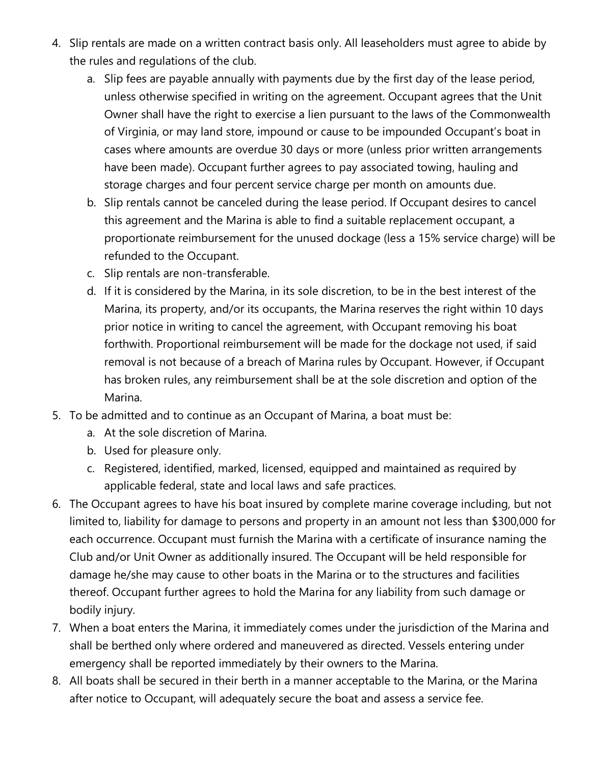4. Slip rentals are made on a written contract basis only. All leaseholders must agree to abide by the rules and regulations of the club.
   a. Slip fees are payable annually with payments due by the first day of the lease period, unless otherwise specified in writing on the agreement. Occupant agrees that the Unit Owner shall have the right to exercise a lien pursuant to the laws of the Commonwealth of Virginia, or may land store, impound or cause to be impounded Occupant's boat in cases where amounts are overdue 30 days or more (unless prior written arrangements have been made). Occupant further agrees to pay associated towing, hauling and storage charges and four percent service charge per month on amounts due.
   b. Slip rentals cannot be canceled during the lease period. If Occupant desires to cancel this agreement and the Marina is able to find a suitable replacement occupant, a proportionate reimbursement for the unused dockage (less a 15% service charge) will be refunded to the Occupant.
   c. Slip rentals are non-transferable.
   d. If it is considered by the Marina, in its sole discretion, to be in the best interest of the Marina, its property, and/or its occupants, the Marina reserves the right within 10 days prior notice in writing to cancel the agreement, with Occupant removing his boat forthwith. Proportional reimbursement will be made for the dockage not used, if said removal is not because of a breach of Marina rules by Occupant. However, if Occupant has broken rules, any reimbursement shall be at the sole discretion and option of the Marina.
5. To be admitted and to continue as an Occupant of Marina, a boat must be:
   a. At the sole discretion of Marina.
   b. Used for pleasure only.
   c. Registered, identified, marked, licensed, equipped and maintained as required by applicable federal, state and local laws and safe practices.
6. The Occupant agrees to have his boat insured by complete marine coverage including, but not limited to, liability for damage to persons and property in an amount not less than $300,000 for each occurrence. Occupant must furnish the Marina with a certificate of insurance naming the Club and/or Unit Owner as additionally insured. The Occupant will be held responsible for damage he/she may cause to other boats in the Marina or to the structures and facilities thereof. Occupant further agrees to hold the Marina for any liability from such damage or bodily injury.
7. When a boat enters the Marina, it immediately comes under the jurisdiction of the Marina and shall be berthed only where ordered and maneuvered as directed. Vessels entering under emergency shall be reported immediately by their owners to the Marina.
8. All boats shall be secured in their berth in a manner acceptable to the Marina, or the Marina after notice to Occupant, will adequately secure the boat and assess a service fee.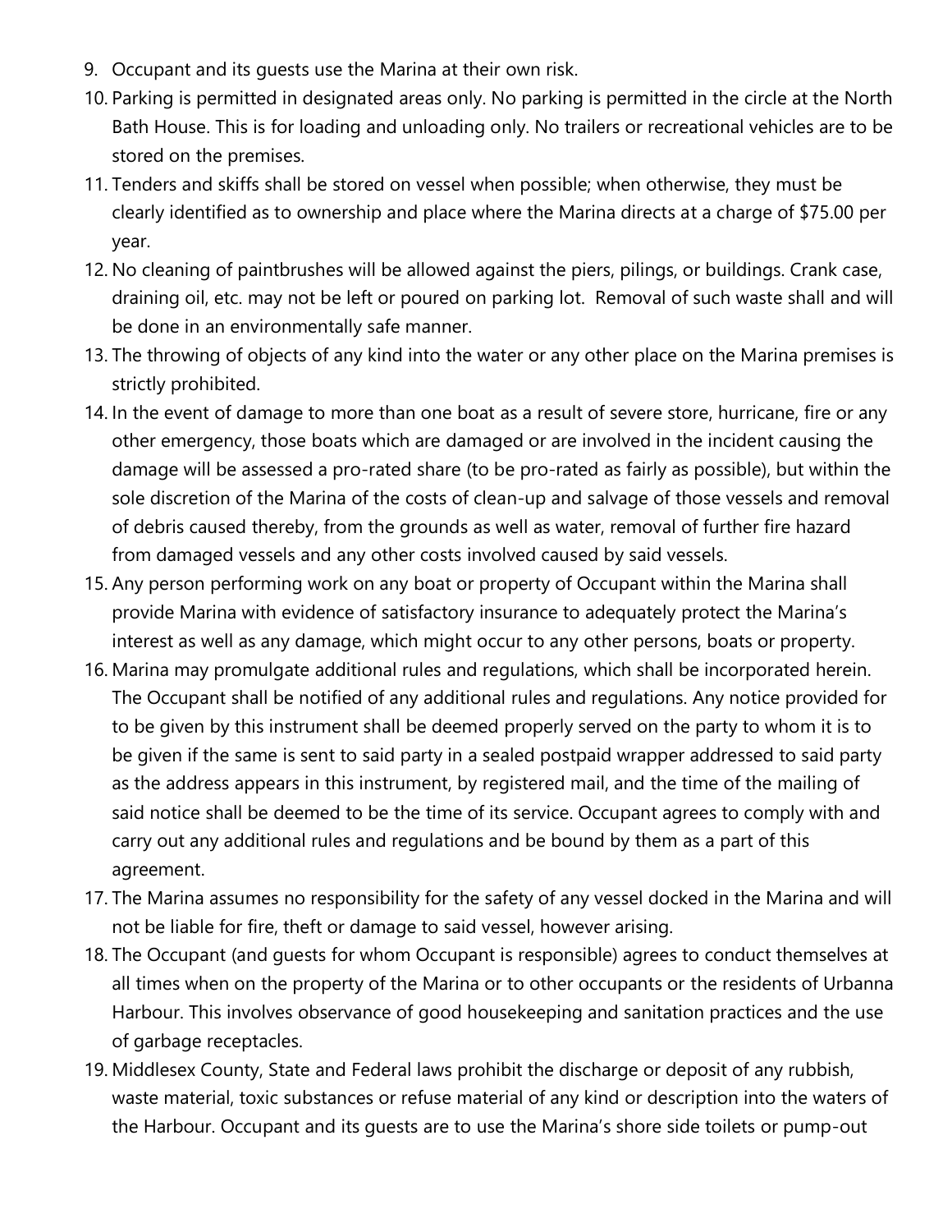9. Occupant and its guests use the Marina at their own risk.
10. Parking is permitted in designated areas only. No parking is permitted in the circle at the North Bath House. This is for loading and unloading only. No trailers or recreational vehicles are to be stored on the premises.
11. Tenders and skiffs shall be stored on vessel when possible; when otherwise, they must be clearly identified as to ownership and place where the Marina directs at a charge of $75.00 per year.
12. No cleaning of paintbrushes will be allowed against the piers, pilings, or buildings. Crank case, draining oil, etc. may not be left or poured on parking lot. Removal of such waste shall and will be done in an environmentally safe manner.
13. The throwing of objects of any kind into the water or any other place on the Marina premises is strictly prohibited.
14. In the event of damage to more than one boat as a result of severe store, hurricane, fire or any other emergency, those boats which are damaged or are involved in the incident causing the damage will be assessed a pro-rated share (to be pro-rated as fairly as possible), but within the sole discretion of the Marina of the costs of clean-up and salvage of those vessels and removal of debris caused thereby, from the grounds as well as water, removal of further fire hazard from damaged vessels and any other costs involved caused by said vessels.
15. Any person performing work on any boat or property of Occupant within the Marina shall provide Marina with evidence of satisfactory insurance to adequately protect the Marina's interest as well as any damage, which might occur to any other persons, boats or property.
16. Marina may promulgate additional rules and regulations, which shall be incorporated herein. The Occupant shall be notified of any additional rules and regulations. Any notice provided for to be given by this instrument shall be deemed properly served on the party to whom it is to be given if the same is sent to said party in a sealed postpaid wrapper addressed to said party as the address appears in this instrument, by registered mail, and the time of the mailing of said notice shall be deemed to be the time of its service. Occupant agrees to comply with and carry out any additional rules and regulations and be bound by them as a part of this agreement.
17. The Marina assumes no responsibility for the safety of any vessel docked in the Marina and will not be liable for fire, theft or damage to said vessel, however arising.
18. The Occupant (and guests for whom Occupant is responsible) agrees to conduct themselves at all times when on the property of the Marina or to other occupants or the residents of Urbanna Harbour. This involves observance of good housekeeping and sanitation practices and the use of garbage receptacles.
19. Middlesex County, State and Federal laws prohibit the discharge or deposit of any rubbish, waste material, toxic substances or refuse material of any kind or description into the waters of the Harbour. Occupant and its guests are to use the Marina's shore side toilets or pump-out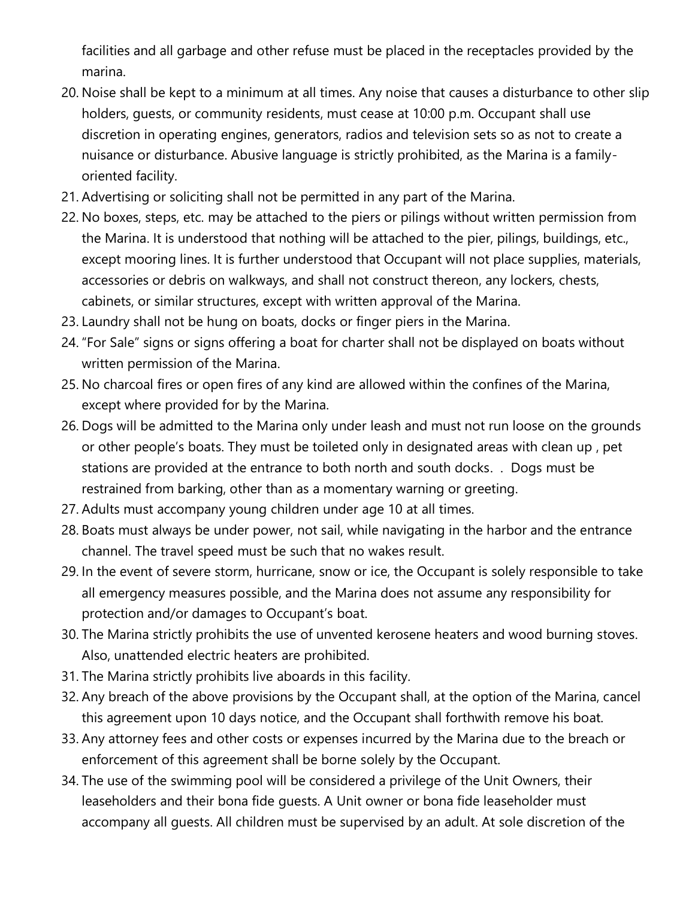facilities and all garbage and other refuse must be placed in the receptacles provided by the marina.

20. Noise shall be kept to a minimum at all times. Any noise that causes a disturbance to other slip holders, guests, or community residents, must cease at 10:00 p.m. Occupant shall use discretion in operating engines, generators, radios and television sets so as not to create a nuisance or disturbance. Abusive language is strictly prohibited, as the Marina is a family-oriented facility.
21. Advertising or soliciting shall not be permitted in any part of the Marina.
22. No boxes, steps, etc. may be attached to the piers or pilings without written permission from the Marina. It is understood that nothing will be attached to the pier, pilings, buildings, etc., except mooring lines. It is further understood that Occupant will not place supplies, materials, accessories or debris on walkways, and shall not construct thereon, any lockers, chests, cabinets, or similar structures, except with written approval of the Marina.
23. Laundry shall not be hung on boats, docks or finger piers in the Marina.
24. "For Sale" signs or signs offering a boat for charter shall not be displayed on boats without written permission of the Marina.
25. No charcoal fires or open fires of any kind are allowed within the confines of the Marina, except where provided for by the Marina.
26. Dogs will be admitted to the Marina only under leash and must not run loose on the grounds or other people's boats. They must be toileted only in designated areas with clean up , pet stations are provided at the entrance to both north and south docks. . Dogs must be restrained from barking, other than as a momentary warning or greeting.
27. Adults must accompany young children under age 10 at all times.
28. Boats must always be under power, not sail, while navigating in the harbor and the entrance channel. The travel speed must be such that no wakes result.
29. In the event of severe storm, hurricane, snow or ice, the Occupant is solely responsible to take all emergency measures possible, and the Marina does not assume any responsibility for protection and/or damages to Occupant's boat.
30. The Marina strictly prohibits the use of unvented kerosene heaters and wood burning stoves. Also, unattended electric heaters are prohibited.
31. The Marina strictly prohibits live aboards in this facility.
32. Any breach of the above provisions by the Occupant shall, at the option of the Marina, cancel this agreement upon 10 days notice, and the Occupant shall forthwith remove his boat.
33. Any attorney fees and other costs or expenses incurred by the Marina due to the breach or enforcement of this agreement shall be borne solely by the Occupant.
34. The use of the swimming pool will be considered a privilege of the Unit Owners, their leaseholders and their bona fide guests. A Unit owner or bona fide leaseholder must accompany all guests. All children must be supervised by an adult. At sole discretion of the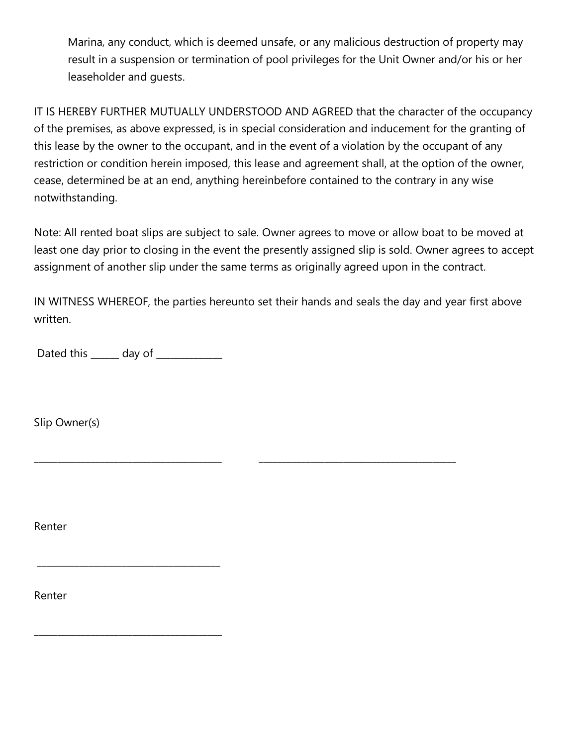Marina, any conduct, which is deemed unsafe, or any malicious destruction of property may result in a suspension or termination of pool privileges for the Unit Owner and/or his or her leaseholder and guests.

IT IS HEREBY FURTHER MUTUALLY UNDERSTOOD AND AGREED that the character of the occupancy of the premises, as above expressed, is in special consideration and inducement for the granting of this lease by the owner to the occupant, and in the event of a violation by the occupant of any restriction or condition herein imposed, this lease and agreement shall, at the option of the owner, cease, determined be at an end, anything hereinbefore contained to the contrary in any wise notwithstanding.

Note: All rented boat slips are subject to sale. Owner agrees to move or allow boat to be moved at least one day prior to closing in the event the presently assigned slip is sold. Owner agrees to accept assignment of another slip under the same terms as originally agreed upon in the contract.

IN WITNESS WHEREOF, the parties hereunto set their hands and seals the day and year first above written.

Dated this ______ day of ______________

Slip Owner(s)

________________________________________ ________________________________________

Renter

________________________________________

Renter

________________________________________